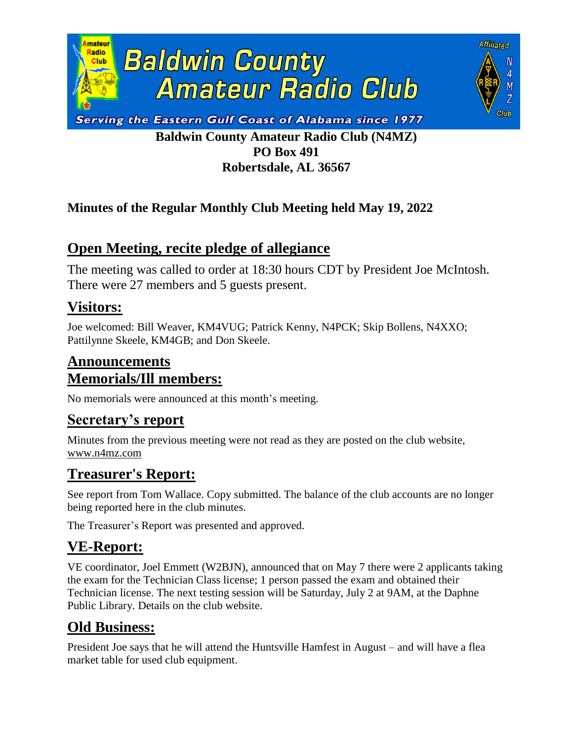# Baldwin County Amateur Radio Club

Serving the Eastern Gulf Coast of Alabama since 1977

**Baldwin County Amateur Radio Club (N4MZ)**
**PO Box 491**
**Robertsdale, AL 36567**

**Minutes of the Regular Monthly Club Meeting held May 19, 2022**

## Open Meeting, recite pledge of allegiance

The meeting was called to order at 18:30 hours CDT by President Joe McIntosh. There were 27 members and 5 guests present.

## Visitors:

Joe welcomed: Bill Weaver, KM4VUG; Patrick Kenny, N4PCK; Skip Bollens, N4XXO; Pattilynne Skeele, KM4GB; and Don Skeele.

## Announcements
## Memorials/Ill members:

No memorials were announced at this month's meeting.

## Secretary's report

Minutes from the previous meeting were not read as they are posted on the club website, www.n4mz.com

## Treasurer's Report:

See report from Tom Wallace. Copy submitted. The balance of the club accounts are no longer being reported here in the club minutes.

The Treasurer's Report was presented and approved.

## VE-Report:

VE coordinator, Joel Emmett (W2BJN), announced that on May 7 there were 2 applicants taking the exam for the Technician Class license; 1 person passed the exam and obtained their Technician license. The next testing session will be Saturday, July 2 at 9AM, at the Daphne Public Library. Details on the club website.

## Old Business:

President Joe says that he will attend the Huntsville Hamfest in August – and will have a flea market table for used club equipment.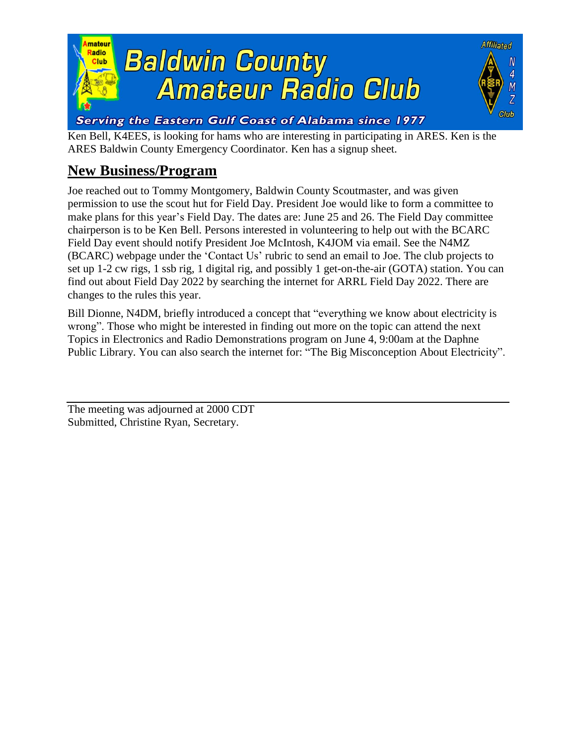Ken Bell, K4EES, is looking for hams who are interesting in participating in ARES. Ken is the ARES Baldwin County Emergency Coordinator. Ken has a signup sheet.

## New Business/Program

Joe reached out to Tommy Montgomery, Baldwin County Scoutmaster, and was given permission to use the scout hut for Field Day. President Joe would like to form a committee to make plans for this year's Field Day. The dates are: June 25 and 26. The Field Day committee chairperson is to be Ken Bell. Persons interested in volunteering to help out with the BCARC Field Day event should notify President Joe McIntosh, K4JOM via email. See the N4MZ (BCARC) webpage under the 'Contact Us' rubric to send an email to Joe. The club projects to set up 1-2 cw rigs, 1 ssb rig, 1 digital rig, and possibly 1 get-on-the-air (GOTA) station. You can find out about Field Day 2022 by searching the internet for ARRL Field Day 2022. There are changes to the rules this year.

Bill Dionne, N4DM, briefly introduced a concept that "everything we know about electricity is wrong". Those who might be interested in finding out more on the topic can attend the next Topics in Electronics and Radio Demonstrations program on June 4, 9:00am at the Daphne Public Library. You can also search the internet for: "The Big Misconception About Electricity".

---

The meeting was adjourned at 2000 CDT
Submitted, Christine Ryan, Secretary.